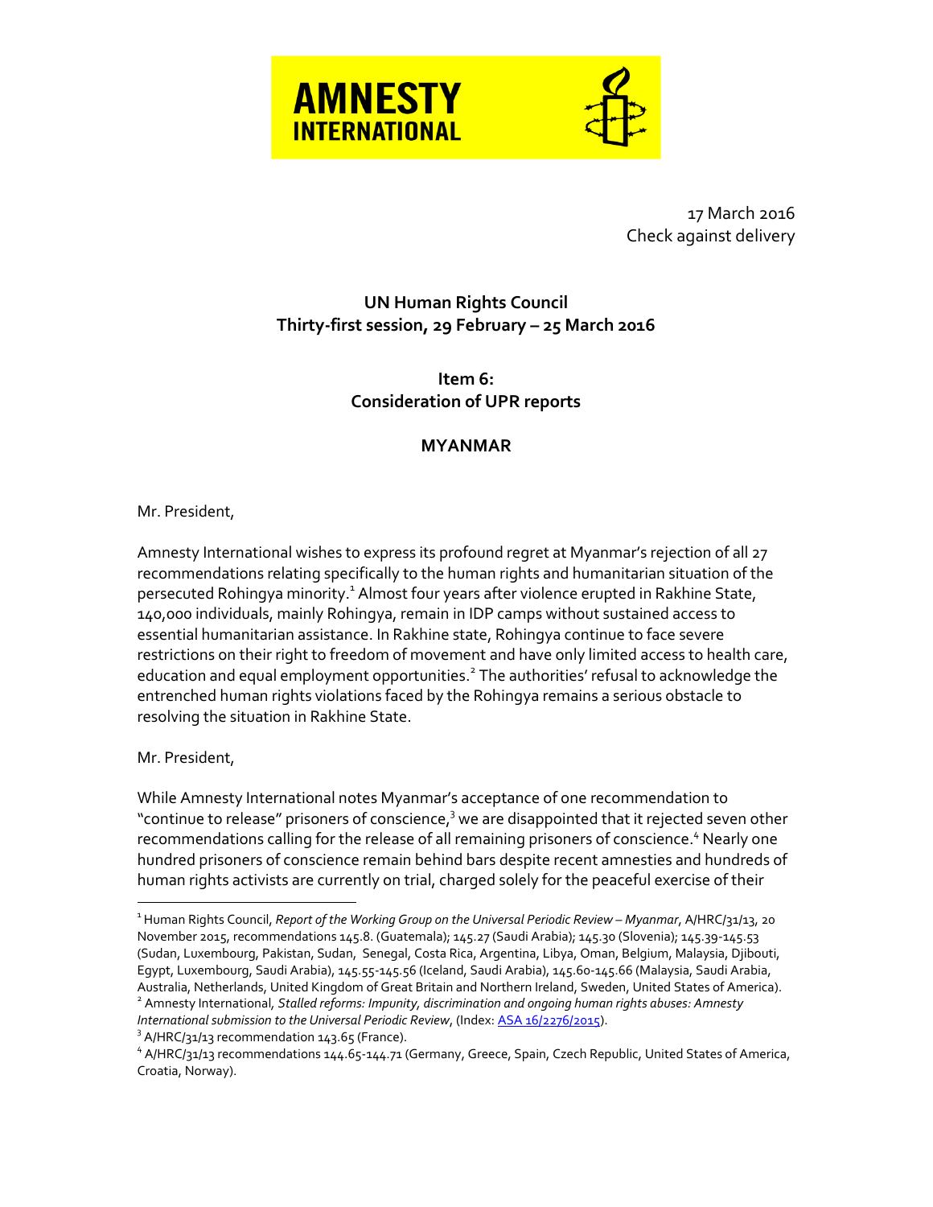AMNESTY INTERNATIONAL

17 March 2016
Check against delivery

**UN Human Rights Council**
**Thirty-first session, 29 February – 25 March 2016**

**Item 6:**
**Consideration of UPR reports**

**MYANMAR**

Mr. President,

Amnesty International wishes to express its profound regret at Myanmar's rejection of all 27 recommendations relating specifically to the human rights and humanitarian situation of the persecuted Rohingya minority.[1] Almost four years after violence erupted in Rakhine State, 140,000 individuals, mainly Rohingya, remain in IDP camps without sustained access to essential humanitarian assistance. In Rakhine state, Rohingya continue to face severe restrictions on their right to freedom of movement and have only limited access to health care, education and equal employment opportunities.[2] The authorities' refusal to acknowledge the entrenched human rights violations faced by the Rohingya remains a serious obstacle to resolving the situation in Rakhine State.

Mr. President,

While Amnesty International notes Myanmar's acceptance of one recommendation to "continue to release" prisoners of conscience,[3] we are disappointed that it rejected seven other recommendations calling for the release of all remaining prisoners of conscience.[4] Nearly one hundred prisoners of conscience remain behind bars despite recent amnesties and hundreds of human rights activists are currently on trial, charged solely for the peaceful exercise of their

---

[1] Human Rights Council, *Report of the Working Group on the Universal Periodic Review – Myanmar*, A/HRC/31/13, 20 November 2015, recommendations 145.8. (Guatemala); 145.27 (Saudi Arabia); 145.30 (Slovenia); 145.39-145.53 (Sudan, Luxembourg, Pakistan, Sudan, Senegal, Costa Rica, Argentina, Libya, Oman, Belgium, Malaysia, Djibouti, Egypt, Luxembourg, Saudi Arabia), 145.55-145.56 (Iceland, Saudi Arabia), 145.60-145.66 (Malaysia, Saudi Arabia, Australia, Netherlands, United Kingdom of Great Britain and Northern Ireland, Sweden, United States of America).

[2] Amnesty International, *Stalled reforms: Impunity, discrimination and ongoing human rights abuses: Amnesty International submission to the Universal Periodic Review*, (Index: ASA 16/2276/2015).

[3] A/HRC/31/13 recommendation 143.65 (France).

[4] A/HRC/31/13 recommendations 144.65-144.71 (Germany, Greece, Spain, Czech Republic, United States of America, Croatia, Norway).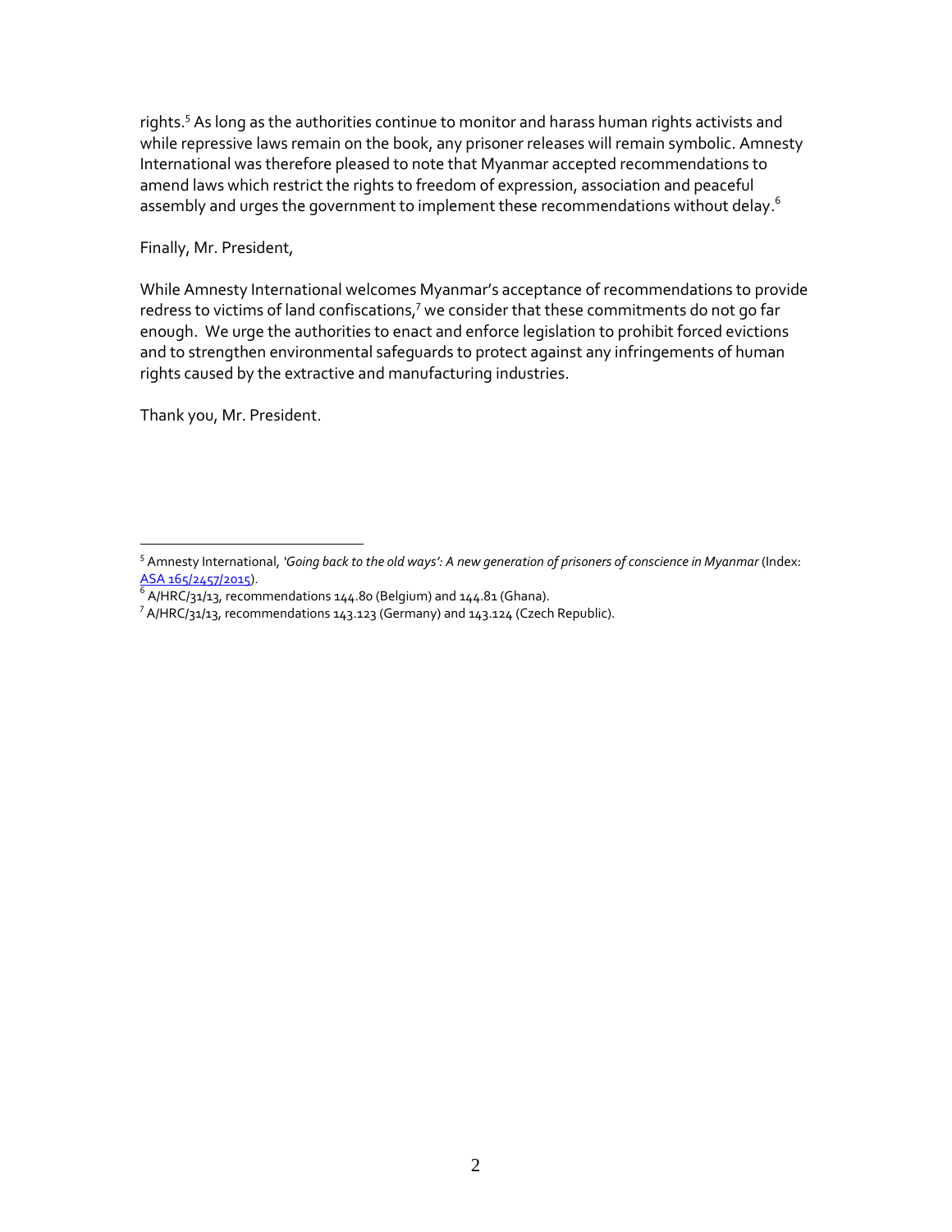rights.[5] As long as the authorities continue to monitor and harass human rights activists and while repressive laws remain on the book, any prisoner releases will remain symbolic. Amnesty International was therefore pleased to note that Myanmar accepted recommendations to amend laws which restrict the rights to freedom of expression, association and peaceful assembly and urges the government to implement these recommendations without delay.[6]

Finally, Mr. President,

While Amnesty International welcomes Myanmar's acceptance of recommendations to provide redress to victims of land confiscations,[7] we consider that these commitments do not go far enough. We urge the authorities to enact and enforce legislation to prohibit forced evictions and to strengthen environmental safeguards to protect against any infringements of human rights caused by the extractive and manufacturing industries.

Thank you, Mr. President.

---

[5] Amnesty International, *'Going back to the old ways': A new generation of prisoners of conscience in Myanmar* (Index: ASA 165/2457/2015).

[6] A/HRC/31/13, recommendations 144.80 (Belgium) and 144.81 (Ghana).

[7] A/HRC/31/13, recommendations 143.123 (Germany) and 143.124 (Czech Republic).